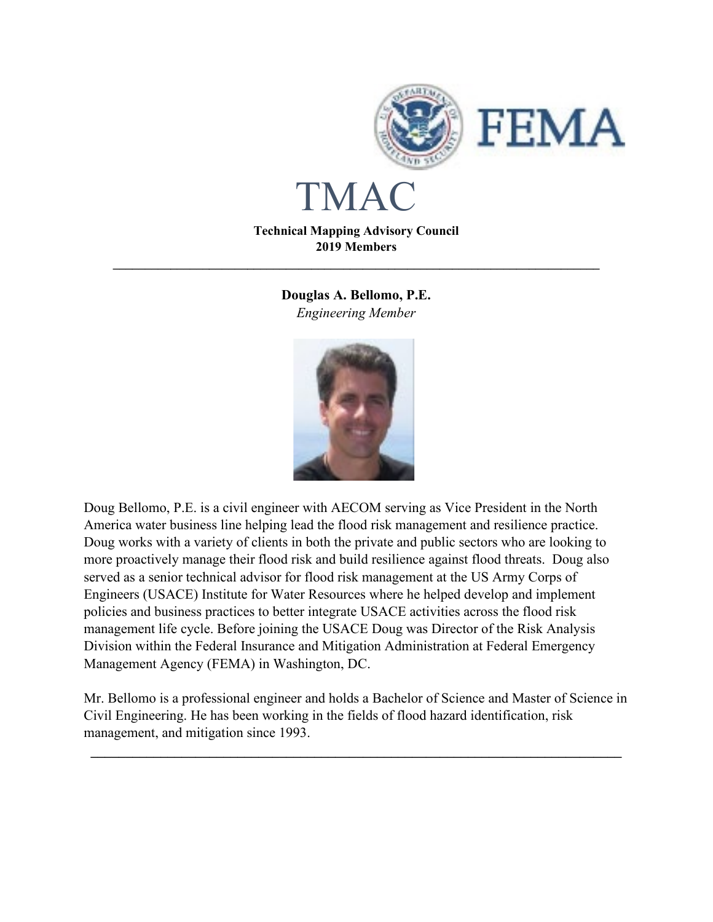# TMAC

**Technical Mapping Advisory Council**
**2019 Members**

---

**Douglas A. Bellomo, P.E.**
*Engineering Member*

Doug Bellomo, P.E. is a civil engineer with AECOM serving as Vice President in the North America water business line helping lead the flood risk management and resilience practice. Doug works with a variety of clients in both the private and public sectors who are looking to more proactively manage their flood risk and build resilience against flood threats. Doug also served as a senior technical advisor for flood risk management at the US Army Corps of Engineers (USACE) Institute for Water Resources where he helped develop and implement policies and business practices to better integrate USACE activities across the flood risk management life cycle. Before joining the USACE Doug was Director of the Risk Analysis Division within the Federal Insurance and Mitigation Administration at Federal Emergency Management Agency (FEMA) in Washington, DC.

Mr. Bellomo is a professional engineer and holds a Bachelor of Science and Master of Science in Civil Engineering. He has been working in the fields of flood hazard identification, risk management, and mitigation since 1993.

---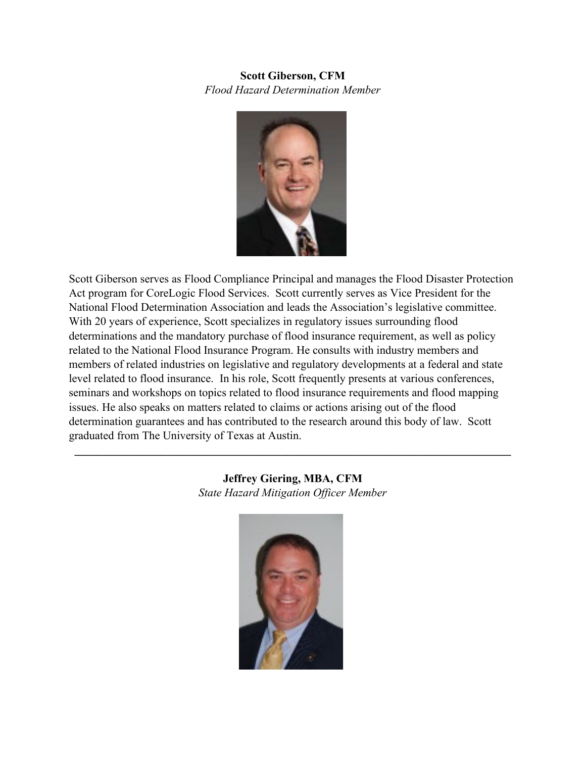**Scott Giberson, CFM**
*Flood Hazard Determination Member*

Scott Giberson serves as Flood Compliance Principal and manages the Flood Disaster Protection Act program for CoreLogic Flood Services. Scott currently serves as Vice President for the National Flood Determination Association and leads the Association's legislative committee. With 20 years of experience, Scott specializes in regulatory issues surrounding flood determinations and the mandatory purchase of flood insurance requirement, as well as policy related to the National Flood Insurance Program. He consults with industry members and members of related industries on legislative and regulatory developments at a federal and state level related to flood insurance. In his role, Scott frequently presents at various conferences, seminars and workshops on topics related to flood insurance requirements and flood mapping issues. He also speaks on matters related to claims or actions arising out of the flood determination guarantees and has contributed to the research around this body of law. Scott graduated from The University of Texas at Austin.

---

**Jeffrey Giering, MBA, CFM**
*State Hazard Mitigation Officer Member*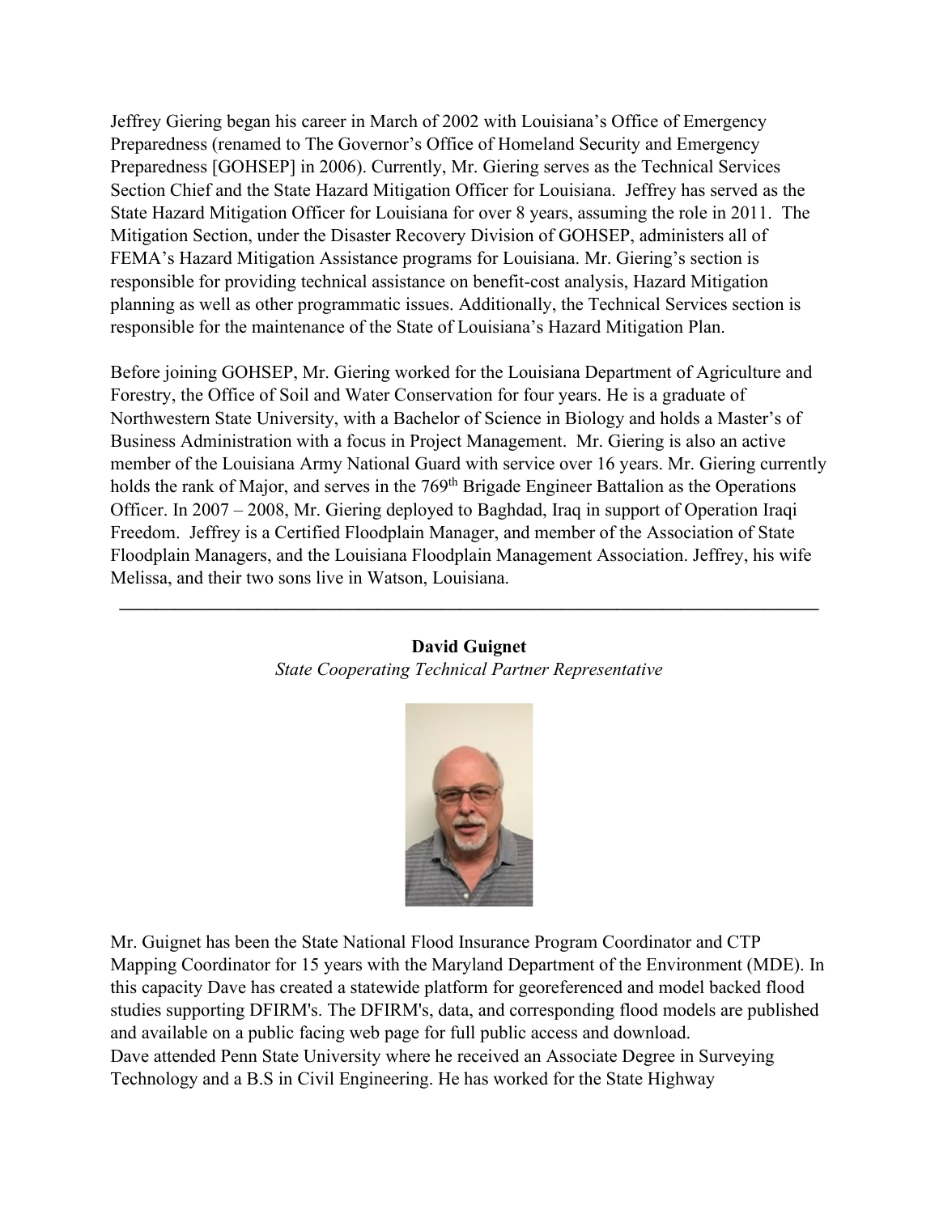Jeffrey Giering began his career in March of 2002 with Louisiana's Office of Emergency Preparedness (renamed to The Governor's Office of Homeland Security and Emergency Preparedness [GOHSEP] in 2006). Currently, Mr. Giering serves as the Technical Services Section Chief and the State Hazard Mitigation Officer for Louisiana. Jeffrey has served as the State Hazard Mitigation Officer for Louisiana for over 8 years, assuming the role in 2011. The Mitigation Section, under the Disaster Recovery Division of GOHSEP, administers all of FEMA's Hazard Mitigation Assistance programs for Louisiana. Mr. Giering's section is responsible for providing technical assistance on benefit-cost analysis, Hazard Mitigation planning as well as other programmatic issues. Additionally, the Technical Services section is responsible for the maintenance of the State of Louisiana's Hazard Mitigation Plan.

Before joining GOHSEP, Mr. Giering worked for the Louisiana Department of Agriculture and Forestry, the Office of Soil and Water Conservation for four years. He is a graduate of Northwestern State University, with a Bachelor of Science in Biology and holds a Master's of Business Administration with a focus in Project Management. Mr. Giering is also an active member of the Louisiana Army National Guard with service over 16 years. Mr. Giering currently holds the rank of Major, and serves in the 769th Brigade Engineer Battalion as the Operations Officer. In 2007 – 2008, Mr. Giering deployed to Baghdad, Iraq in support of Operation Iraqi Freedom. Jeffrey is a Certified Floodplain Manager, and member of the Association of State Floodplain Managers, and the Louisiana Floodplain Management Association. Jeffrey, his wife Melissa, and their two sons live in Watson, Louisiana.

---

**David Guignet**

*State Cooperating Technical Partner Representative*

Mr. Guignet has been the State National Flood Insurance Program Coordinator and CTP Mapping Coordinator for 15 years with the Maryland Department of the Environment (MDE). In this capacity Dave has created a statewide platform for georeferenced and model backed flood studies supporting DFIRM's. The DFIRM's, data, and corresponding flood models are published and available on a public facing web page for full public access and download.
Dave attended Penn State University where he received an Associate Degree in Surveying Technology and a B.S in Civil Engineering. He has worked for the State Highway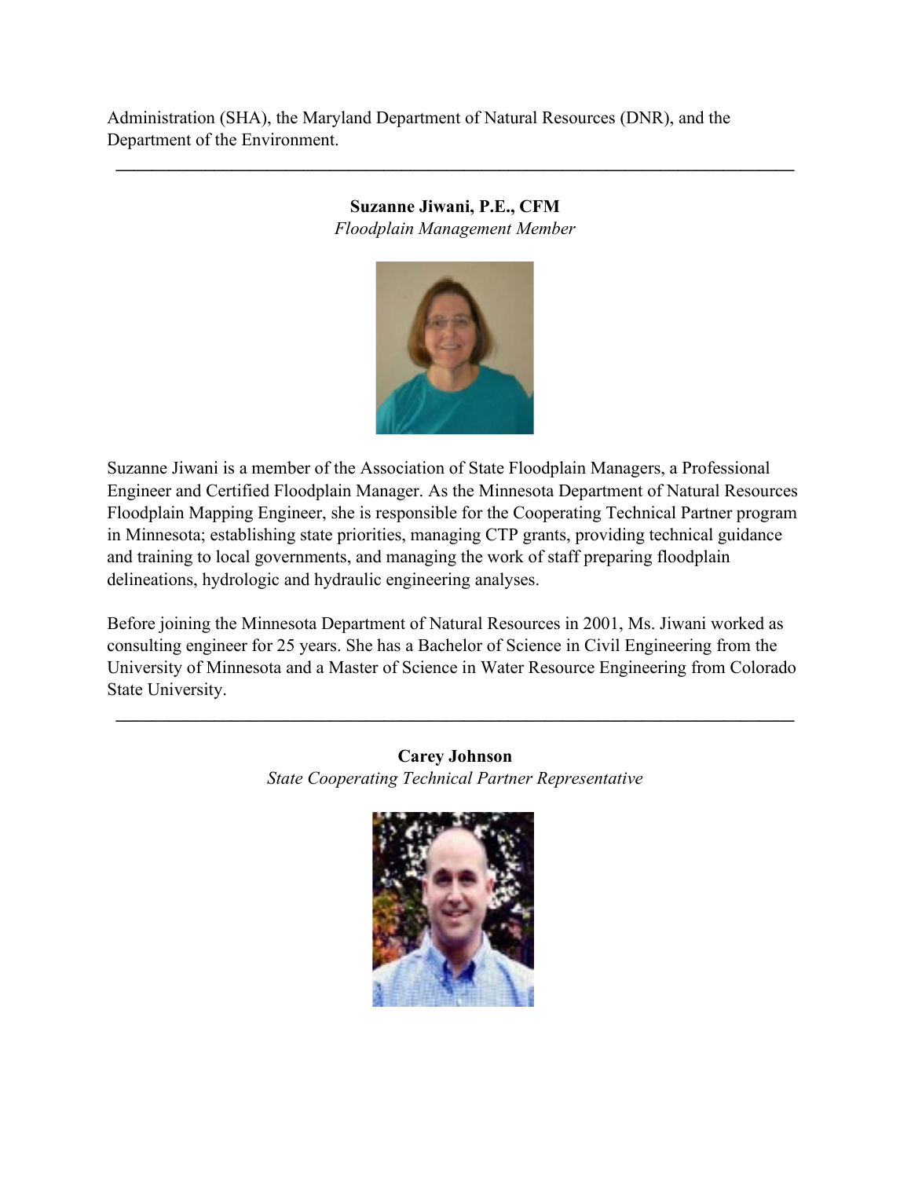Administration (SHA), the Maryland Department of Natural Resources (DNR), and the Department of the Environment.

---

**Suzanne Jiwani, P.E., CFM**
*Floodplain Management Member*

Suzanne Jiwani is a member of the Association of State Floodplain Managers, a Professional Engineer and Certified Floodplain Manager. As the Minnesota Department of Natural Resources Floodplain Mapping Engineer, she is responsible for the Cooperating Technical Partner program in Minnesota; establishing state priorities, managing CTP grants, providing technical guidance and training to local governments, and managing the work of staff preparing floodplain delineations, hydrologic and hydraulic engineering analyses.

Before joining the Minnesota Department of Natural Resources in 2001, Ms. Jiwani worked as consulting engineer for 25 years. She has a Bachelor of Science in Civil Engineering from the University of Minnesota and a Master of Science in Water Resource Engineering from Colorado State University.

---

**Carey Johnson**
*State Cooperating Technical Partner Representative*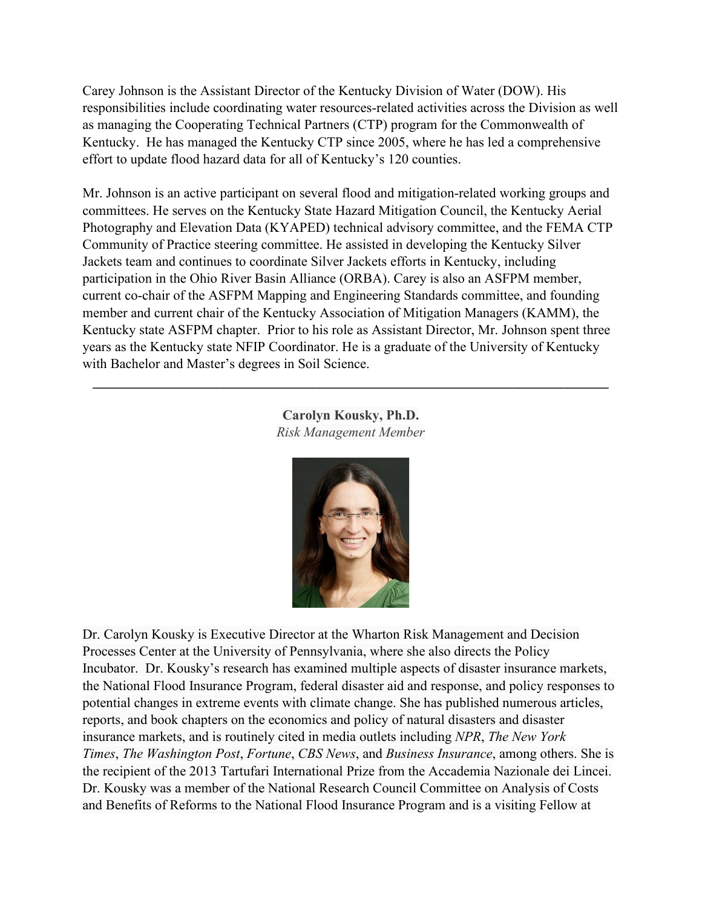Carey Johnson is the Assistant Director of the Kentucky Division of Water (DOW). His responsibilities include coordinating water resources-related activities across the Division as well as managing the Cooperating Technical Partners (CTP) program for the Commonwealth of Kentucky. He has managed the Kentucky CTP since 2005, where he has led a comprehensive effort to update flood hazard data for all of Kentucky's 120 counties.

Mr. Johnson is an active participant on several flood and mitigation-related working groups and committees. He serves on the Kentucky State Hazard Mitigation Council, the Kentucky Aerial Photography and Elevation Data (KYAPED) technical advisory committee, and the FEMA CTP Community of Practice steering committee. He assisted in developing the Kentucky Silver Jackets team and continues to coordinate Silver Jackets efforts in Kentucky, including participation in the Ohio River Basin Alliance (ORBA). Carey is also an ASFPM member, current co-chair of the ASFPM Mapping and Engineering Standards committee, and founding member and current chair of the Kentucky Association of Mitigation Managers (KAMM), the Kentucky state ASFPM chapter. Prior to his role as Assistant Director, Mr. Johnson spent three years as the Kentucky state NFIP Coordinator. He is a graduate of the University of Kentucky with Bachelor and Master's degrees in Soil Science.

---

**Carolyn Kousky, Ph.D.**
*Risk Management Member*

Dr. Carolyn Kousky is Executive Director at the Wharton Risk Management and Decision Processes Center at the University of Pennsylvania, where she also directs the Policy Incubator. Dr. Kousky's research has examined multiple aspects of disaster insurance markets, the National Flood Insurance Program, federal disaster aid and response, and policy responses to potential changes in extreme events with climate change. She has published numerous articles, reports, and book chapters on the economics and policy of natural disasters and disaster insurance markets, and is routinely cited in media outlets including *NPR*, *The New York Times*, *The Washington Post*, *Fortune*, *CBS News*, and *Business Insurance*, among others. She is the recipient of the 2013 Tartufari International Prize from the Accademia Nazionale dei Lincei. Dr. Kousky was a member of the National Research Council Committee on Analysis of Costs and Benefits of Reforms to the National Flood Insurance Program and is a visiting Fellow at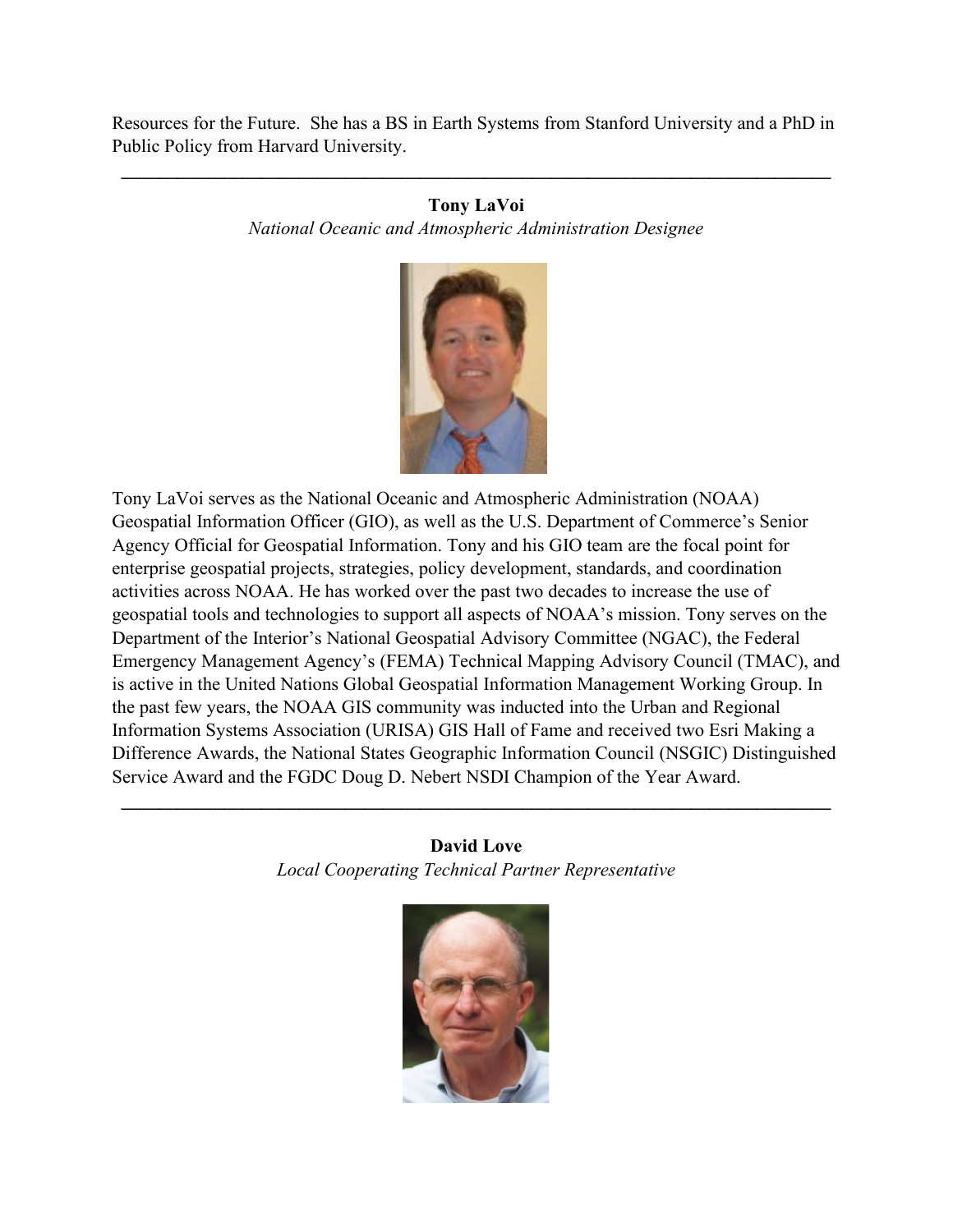Resources for the Future. She has a BS in Earth Systems from Stanford University and a PhD in Public Policy from Harvard University.

---

**Tony LaVoi**

*National Oceanic and Atmospheric Administration Designee*

Tony LaVoi serves as the National Oceanic and Atmospheric Administration (NOAA) Geospatial Information Officer (GIO), as well as the U.S. Department of Commerce's Senior Agency Official for Geospatial Information. Tony and his GIO team are the focal point for enterprise geospatial projects, strategies, policy development, standards, and coordination activities across NOAA. He has worked over the past two decades to increase the use of geospatial tools and technologies to support all aspects of NOAA's mission. Tony serves on the Department of the Interior's National Geospatial Advisory Committee (NGAC), the Federal Emergency Management Agency's (FEMA) Technical Mapping Advisory Council (TMAC), and is active in the United Nations Global Geospatial Information Management Working Group. In the past few years, the NOAA GIS community was inducted into the Urban and Regional Information Systems Association (URISA) GIS Hall of Fame and received two Esri Making a Difference Awards, the National States Geographic Information Council (NSGIC) Distinguished Service Award and the FGDC Doug D. Nebert NSDI Champion of the Year Award.

---

**David Love**

*Local Cooperating Technical Partner Representative*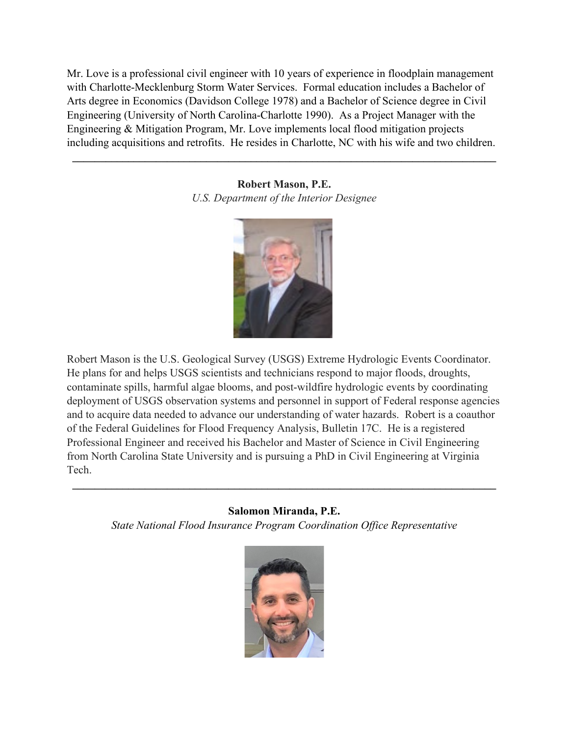Mr. Love is a professional civil engineer with 10 years of experience in floodplain management with Charlotte-Mecklenburg Storm Water Services. Formal education includes a Bachelor of Arts degree in Economics (Davidson College 1978) and a Bachelor of Science degree in Civil Engineering (University of North Carolina-Charlotte 1990). As a Project Manager with the Engineering & Mitigation Program, Mr. Love implements local flood mitigation projects including acquisitions and retrofits. He resides in Charlotte, NC with his wife and two children.

---

**Robert Mason, P.E.**
*U.S. Department of the Interior Designee*

Robert Mason is the U.S. Geological Survey (USGS) Extreme Hydrologic Events Coordinator. He plans for and helps USGS scientists and technicians respond to major floods, droughts, contaminate spills, harmful algae blooms, and post-wildfire hydrologic events by coordinating deployment of USGS observation systems and personnel in support of Federal response agencies and to acquire data needed to advance our understanding of water hazards. Robert is a coauthor of the Federal Guidelines for Flood Frequency Analysis, Bulletin 17C. He is a registered Professional Engineer and received his Bachelor and Master of Science in Civil Engineering from North Carolina State University and is pursuing a PhD in Civil Engineering at Virginia Tech.

---

**Salomon Miranda, P.E.**
*State National Flood Insurance Program Coordination Office Representative*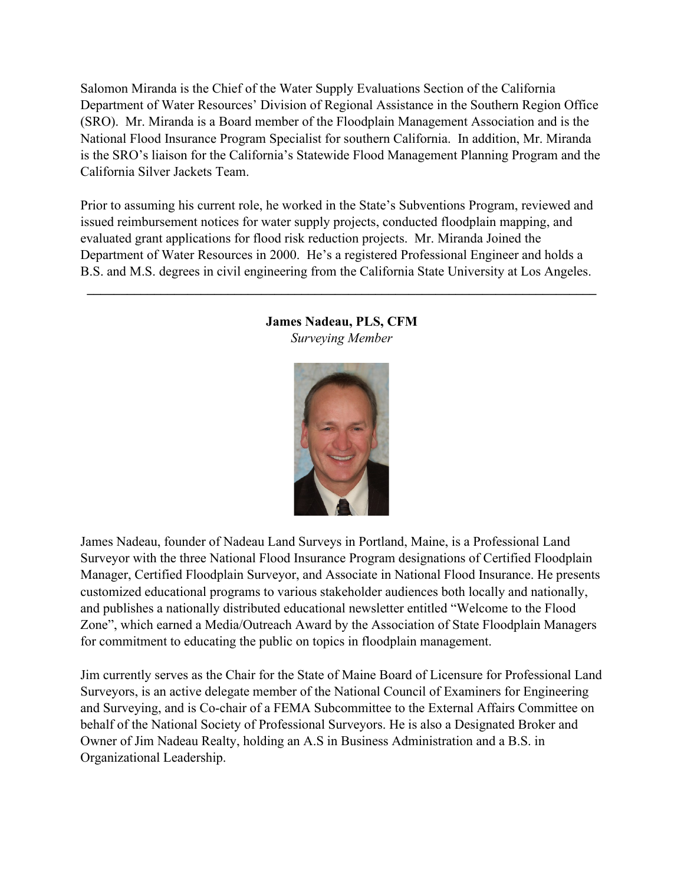Salomon Miranda is the Chief of the Water Supply Evaluations Section of the California Department of Water Resources' Division of Regional Assistance in the Southern Region Office (SRO). Mr. Miranda is a Board member of the Floodplain Management Association and is the National Flood Insurance Program Specialist for southern California. In addition, Mr. Miranda is the SRO's liaison for the California's Statewide Flood Management Planning Program and the California Silver Jackets Team.

Prior to assuming his current role, he worked in the State's Subventions Program, reviewed and issued reimbursement notices for water supply projects, conducted floodplain mapping, and evaluated grant applications for flood risk reduction projects. Mr. Miranda Joined the Department of Water Resources in 2000. He's a registered Professional Engineer and holds a B.S. and M.S. degrees in civil engineering from the California State University at Los Angeles.

---

**James Nadeau, PLS, CFM**
*Surveying Member*

James Nadeau, founder of Nadeau Land Surveys in Portland, Maine, is a Professional Land Surveyor with the three National Flood Insurance Program designations of Certified Floodplain Manager, Certified Floodplain Surveyor, and Associate in National Flood Insurance. He presents customized educational programs to various stakeholder audiences both locally and nationally, and publishes a nationally distributed educational newsletter entitled "Welcome to the Flood Zone", which earned a Media/Outreach Award by the Association of State Floodplain Managers for commitment to educating the public on topics in floodplain management.

Jim currently serves as the Chair for the State of Maine Board of Licensure for Professional Land Surveyors, is an active delegate member of the National Council of Examiners for Engineering and Surveying, and is Co-chair of a FEMA Subcommittee to the External Affairs Committee on behalf of the National Society of Professional Surveyors. He is also a Designated Broker and Owner of Jim Nadeau Realty, holding an A.S in Business Administration and a B.S. in Organizational Leadership.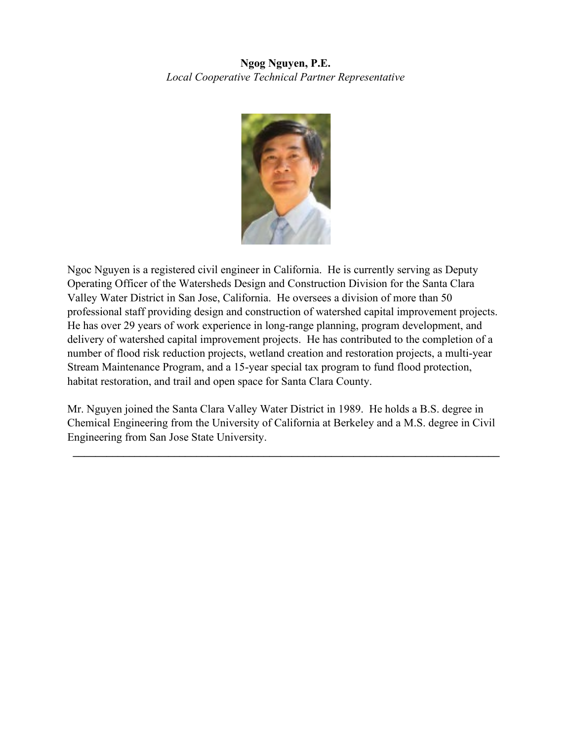**Ngog Nguyen, P.E.**
*Local Cooperative Technical Partner Representative*

Ngoc Nguyen is a registered civil engineer in California. He is currently serving as Deputy Operating Officer of the Watersheds Design and Construction Division for the Santa Clara Valley Water District in San Jose, California. He oversees a division of more than 50 professional staff providing design and construction of watershed capital improvement projects. He has over 29 years of work experience in long-range planning, program development, and delivery of watershed capital improvement projects. He has contributed to the completion of a number of flood risk reduction projects, wetland creation and restoration projects, a multi-year Stream Maintenance Program, and a 15-year special tax program to fund flood protection, habitat restoration, and trail and open space for Santa Clara County.

Mr. Nguyen joined the Santa Clara Valley Water District in 1989. He holds a B.S. degree in Chemical Engineering from the University of California at Berkeley and a M.S. degree in Civil Engineering from San Jose State University.

---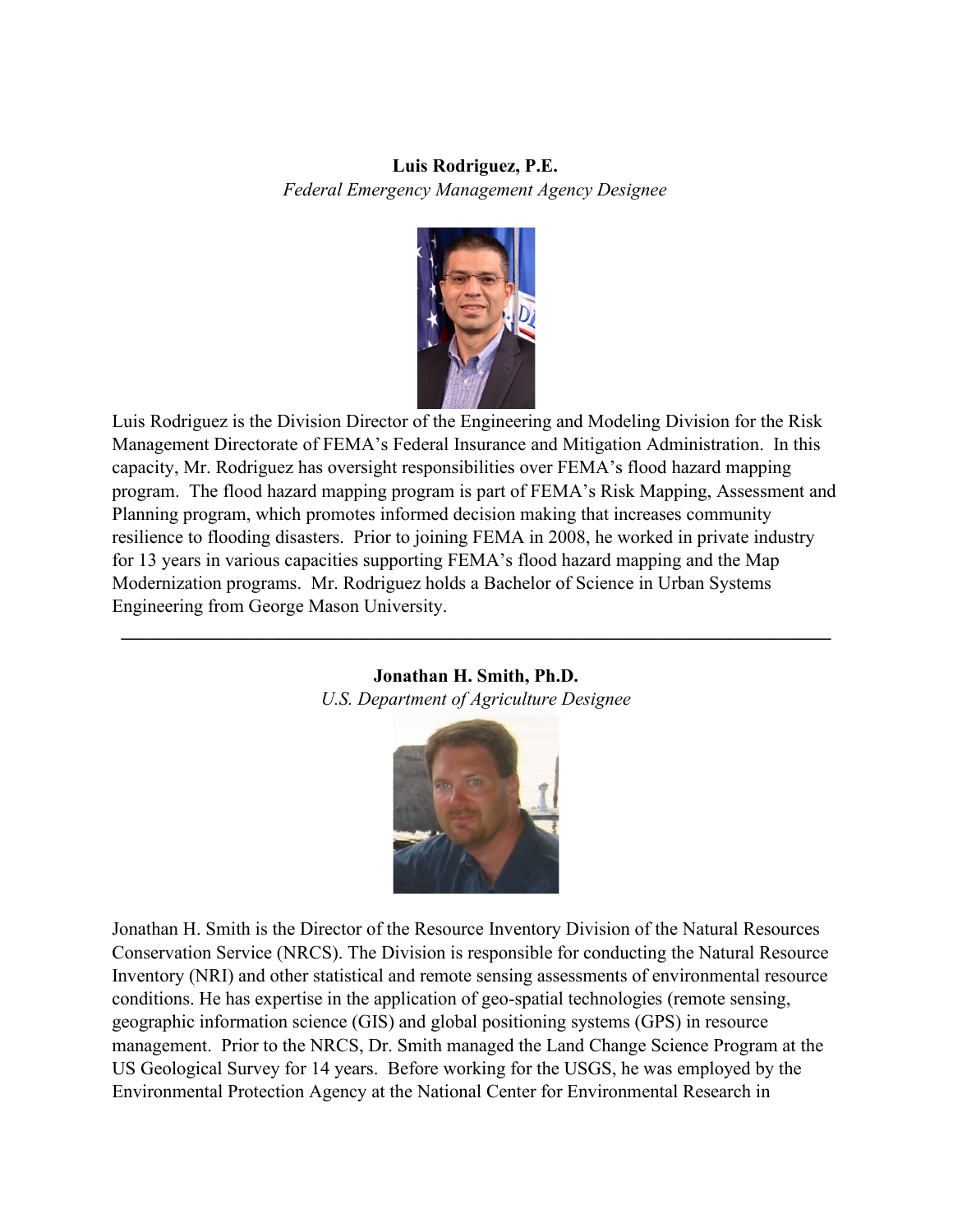**Luis Rodriguez, P.E.**

*Federal Emergency Management Agency Designee*

Luis Rodriguez is the Division Director of the Engineering and Modeling Division for the Risk Management Directorate of FEMA's Federal Insurance and Mitigation Administration. In this capacity, Mr. Rodriguez has oversight responsibilities over FEMA's flood hazard mapping program. The flood hazard mapping program is part of FEMA's Risk Mapping, Assessment and Planning program, which promotes informed decision making that increases community resilience to flooding disasters. Prior to joining FEMA in 2008, he worked in private industry for 13 years in various capacities supporting FEMA's flood hazard mapping and the Map Modernization programs. Mr. Rodriguez holds a Bachelor of Science in Urban Systems Engineering from George Mason University.

---

**Jonathan H. Smith, Ph.D.**

*U.S. Department of Agriculture Designee*

Jonathan H. Smith is the Director of the Resource Inventory Division of the Natural Resources Conservation Service (NRCS). The Division is responsible for conducting the Natural Resource Inventory (NRI) and other statistical and remote sensing assessments of environmental resource conditions. He has expertise in the application of geo-spatial technologies (remote sensing, geographic information science (GIS) and global positioning systems (GPS) in resource management. Prior to the NRCS, Dr. Smith managed the Land Change Science Program at the US Geological Survey for 14 years. Before working for the USGS, he was employed by the Environmental Protection Agency at the National Center for Environmental Research in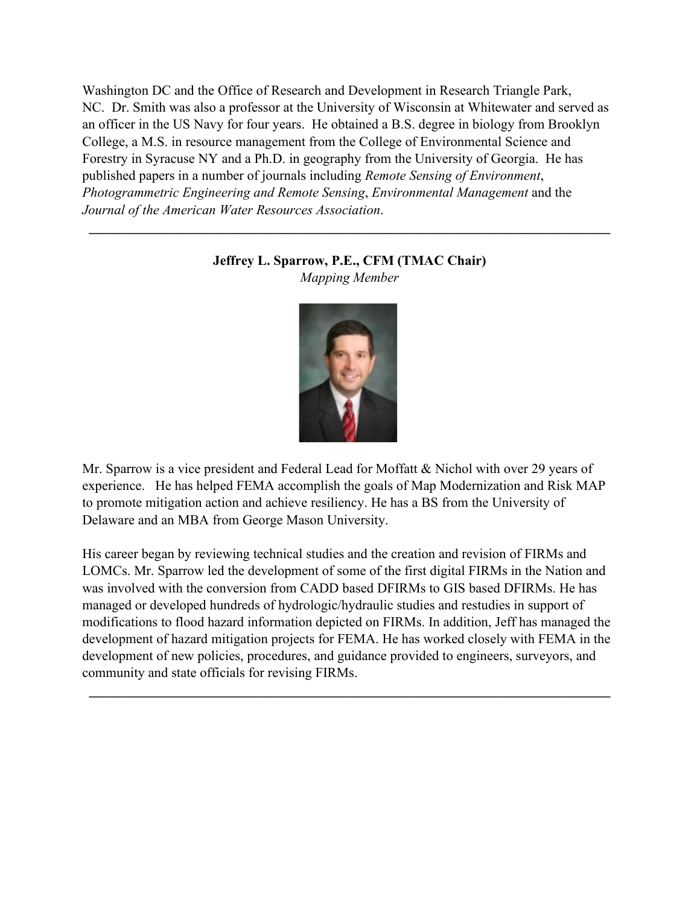Washington DC and the Office of Research and Development in Research Triangle Park, NC. Dr. Smith was also a professor at the University of Wisconsin at Whitewater and served as an officer in the US Navy for four years. He obtained a B.S. degree in biology from Brooklyn College, a M.S. in resource management from the College of Environmental Science and Forestry in Syracuse NY and a Ph.D. in geography from the University of Georgia. He has published papers in a number of journals including *Remote Sensing of Environment*, *Photogrammetric Engineering and Remote Sensing*, *Environmental Management* and the *Journal of the American Water Resources Association*.

---

**Jeffrey L. Sparrow, P.E., CFM (TMAC Chair)**

*Mapping Member*

Mr. Sparrow is a vice president and Federal Lead for Moffatt & Nichol with over 29 years of experience. He has helped FEMA accomplish the goals of Map Modernization and Risk MAP to promote mitigation action and achieve resiliency. He has a BS from the University of Delaware and an MBA from George Mason University.

His career began by reviewing technical studies and the creation and revision of FIRMs and LOMCs. Mr. Sparrow led the development of some of the first digital FIRMs in the Nation and was involved with the conversion from CADD based DFIRMs to GIS based DFIRMs. He has managed or developed hundreds of hydrologic/hydraulic studies and restudies in support of modifications to flood hazard information depicted on FIRMs. In addition, Jeff has managed the development of hazard mitigation projects for FEMA. He has worked closely with FEMA in the development of new policies, procedures, and guidance provided to engineers, surveyors, and community and state officials for revising FIRMs.

---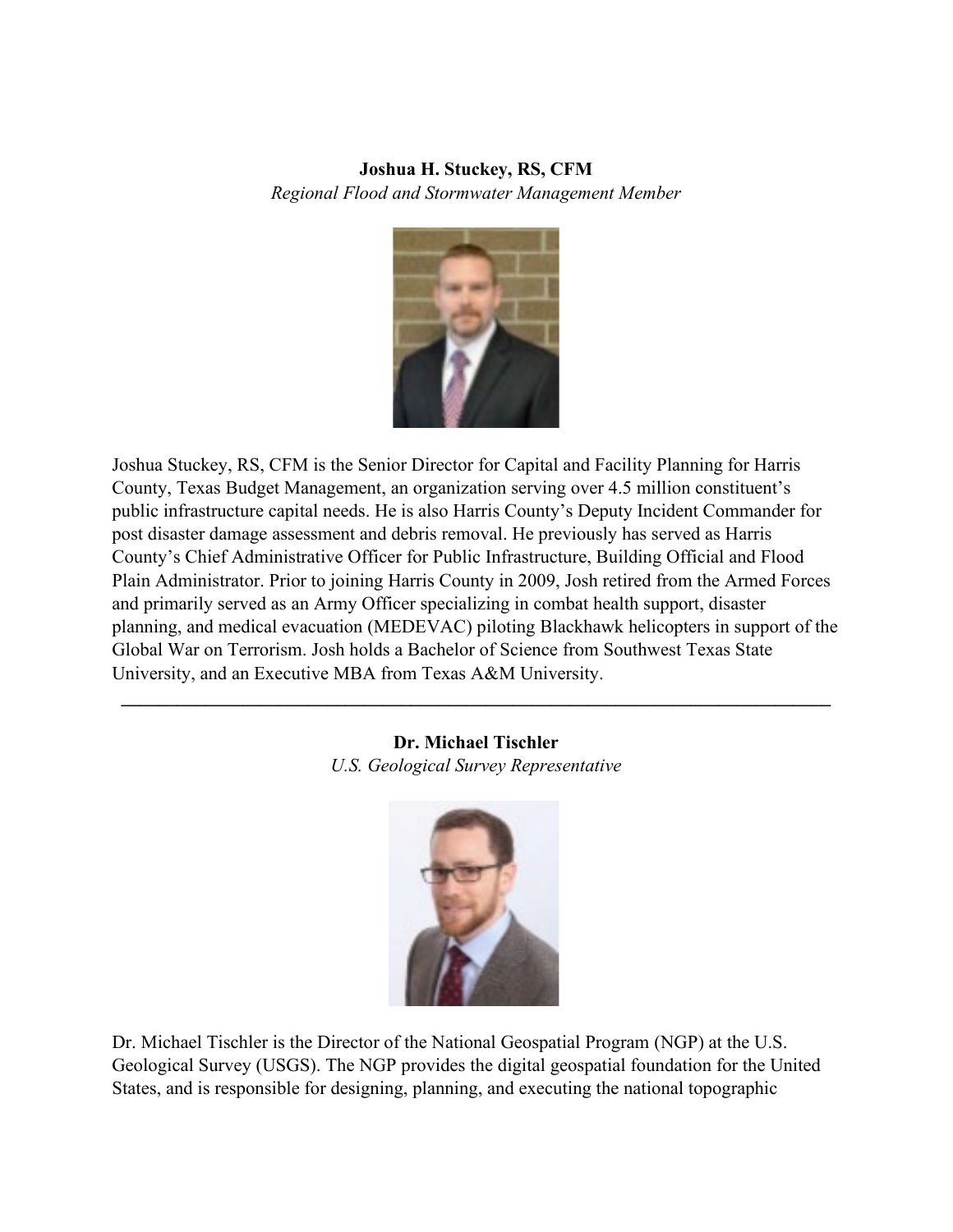**Joshua H. Stuckey, RS, CFM**

*Regional Flood and Stormwater Management Member*

Joshua Stuckey, RS, CFM is the Senior Director for Capital and Facility Planning for Harris County, Texas Budget Management, an organization serving over 4.5 million constituent's public infrastructure capital needs. He is also Harris County's Deputy Incident Commander for post disaster damage assessment and debris removal. He previously has served as Harris County's Chief Administrative Officer for Public Infrastructure, Building Official and Flood Plain Administrator. Prior to joining Harris County in 2009, Josh retired from the Armed Forces and primarily served as an Army Officer specializing in combat health support, disaster planning, and medical evacuation (MEDEVAC) piloting Blackhawk helicopters in support of the Global War on Terrorism. Josh holds a Bachelor of Science from Southwest Texas State University, and an Executive MBA from Texas A&M University.

---

**Dr. Michael Tischler**

*U.S. Geological Survey Representative*

Dr. Michael Tischler is the Director of the National Geospatial Program (NGP) at the U.S. Geological Survey (USGS). The NGP provides the digital geospatial foundation for the United States, and is responsible for designing, planning, and executing the national topographic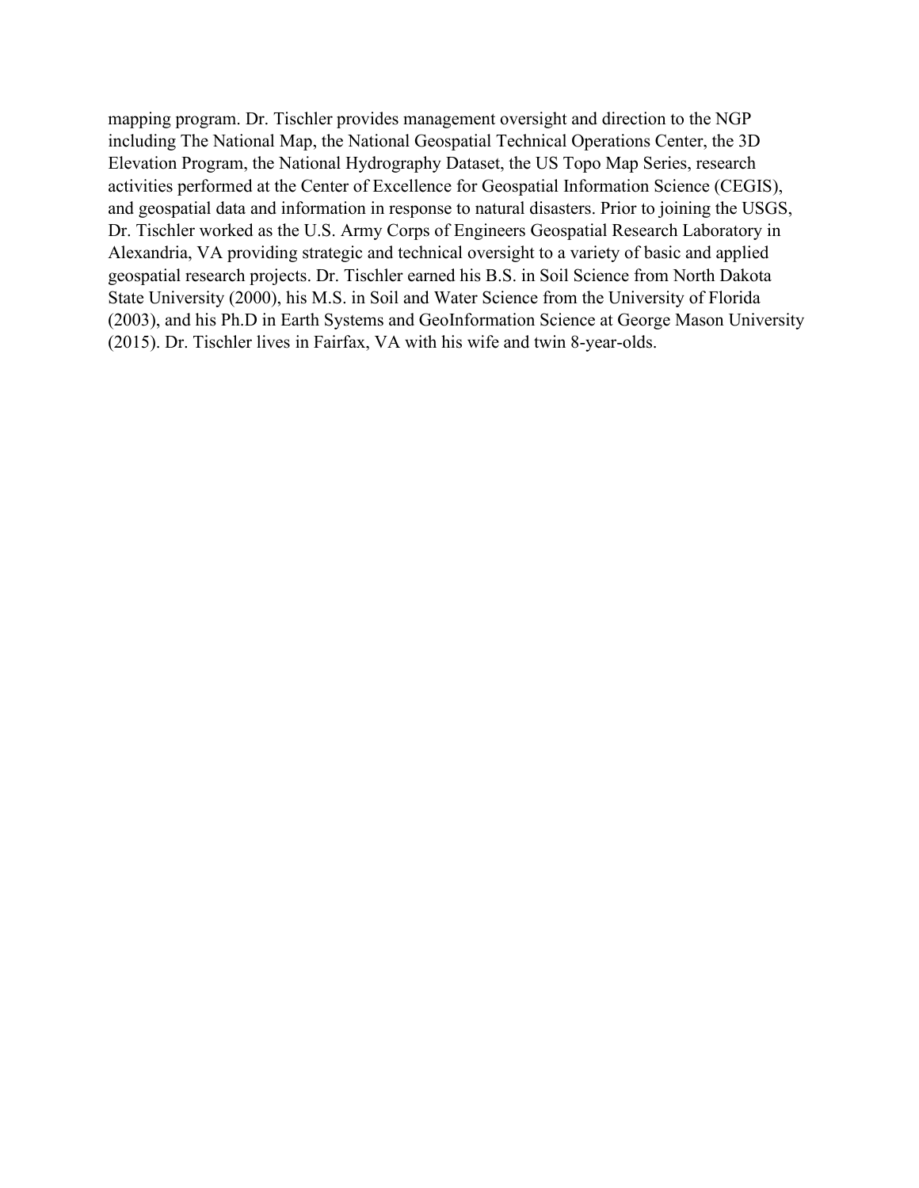mapping program. Dr. Tischler provides management oversight and direction to the NGP including The National Map, the National Geospatial Technical Operations Center, the 3D Elevation Program, the National Hydrography Dataset, the US Topo Map Series, research activities performed at the Center of Excellence for Geospatial Information Science (CEGIS), and geospatial data and information in response to natural disasters. Prior to joining the USGS, Dr. Tischler worked as the U.S. Army Corps of Engineers Geospatial Research Laboratory in Alexandria, VA providing strategic and technical oversight to a variety of basic and applied geospatial research projects. Dr. Tischler earned his B.S. in Soil Science from North Dakota State University (2000), his M.S. in Soil and Water Science from the University of Florida (2003), and his Ph.D in Earth Systems and GeoInformation Science at George Mason University (2015). Dr. Tischler lives in Fairfax, VA with his wife and twin 8-year-olds.